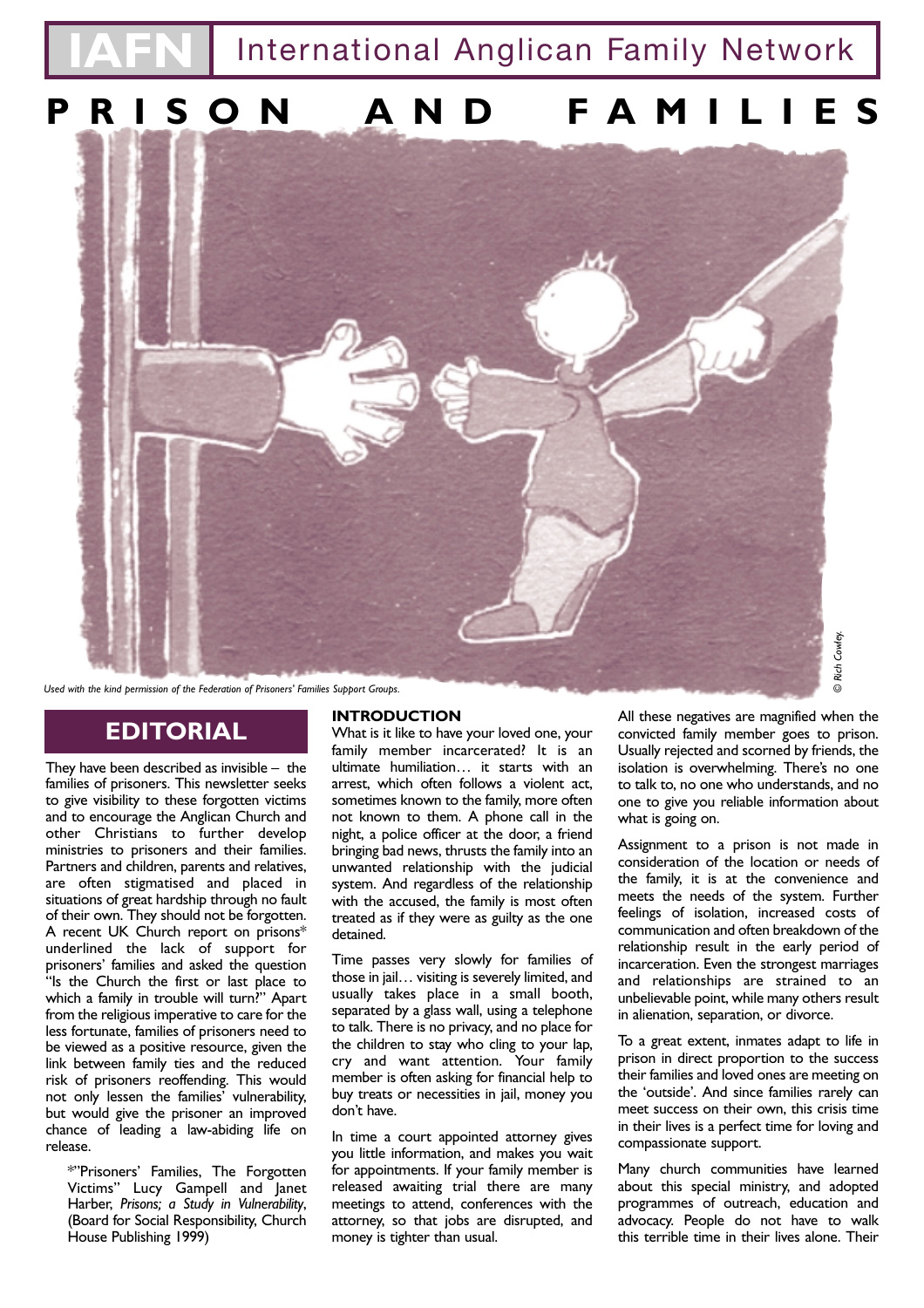# IAFN International Anglican Family Network

# PRISON AND FAMILIES

*Used with the kind permission of the Federation of Prisoners' Families Support Groups.*

*© Rich Cowley.*

## EDITORIAL

They have been described as invisible – the families of prisoners. This newsletter seeks to give visibility to these forgotten victims and to encourage the Anglican Church and other Christians to further develop ministries to prisoners and their families. Partners and children, parents and relatives, are often stigmatised and placed in situations of great hardship through no fault of their own. They should not be forgotten. A recent UK Church report on prisons* underlined the lack of support for prisoners' families and asked the question "Is the Church the first or last place to which a family in trouble will turn?" Apart from the religious imperative to care for the less fortunate, families of prisoners need to be viewed as a positive resource, given the link between family ties and the reduced risk of prisoners reoffending. This would not only lessen the families' vulnerability, but would give the prisoner an improved chance of leading a law-abiding life on release.

*"Prisoners' Families, The Forgotten Victims" Lucy Gampell and Janet Harber, *Prisons; a Study in Vulnerability*, (Board for Social Responsibility, Church House Publishing 1999)

### INTRODUCTION

What is it like to have your loved one, your family member incarcerated? It is an ultimate humiliation… it starts with an arrest, which often follows a violent act, sometimes known to the family, more often not known to them. A phone call in the night, a police officer at the door, a friend bringing bad news, thrusts the family into an unwanted relationship with the judicial system. And regardless of the relationship with the accused, the family is most often treated as if they were as guilty as the one detained.

Time passes very slowly for families of those in jail… visiting is severely limited, and usually takes place in a small booth, separated by a glass wall, using a telephone to talk. There is no privacy, and no place for the children to stay who cling to your lap, cry and want attention. Your family member is often asking for financial help to buy treats or necessities in jail, money you don't have.

In time a court appointed attorney gives you little information, and makes you wait for appointments. If your family member is released awaiting trial there are many meetings to attend, conferences with the attorney, so that jobs are disrupted, and money is tighter than usual.

All these negatives are magnified when the convicted family member goes to prison. Usually rejected and scorned by friends, the isolation is overwhelming. There's no one to talk to, no one who understands, and no one to give you reliable information about what is going on.

Assignment to a prison is not made in consideration of the location or needs of the family, it is at the convenience and meets the needs of the system. Further feelings of isolation, increased costs of communication and often breakdown of the relationship result in the early period of incarceration. Even the strongest marriages and relationships are strained to an unbelievable point, while many others result in alienation, separation, or divorce.

To a great extent, inmates adapt to life in prison in direct proportion to the success their families and loved ones are meeting on the 'outside'. And since families rarely can meet success on their own, this crisis time in their lives is a perfect time for loving and compassionate support.

Many church communities have learned about this special ministry, and adopted programmes of outreach, education and advocacy. People do not have to walk this terrible time in their lives alone. Their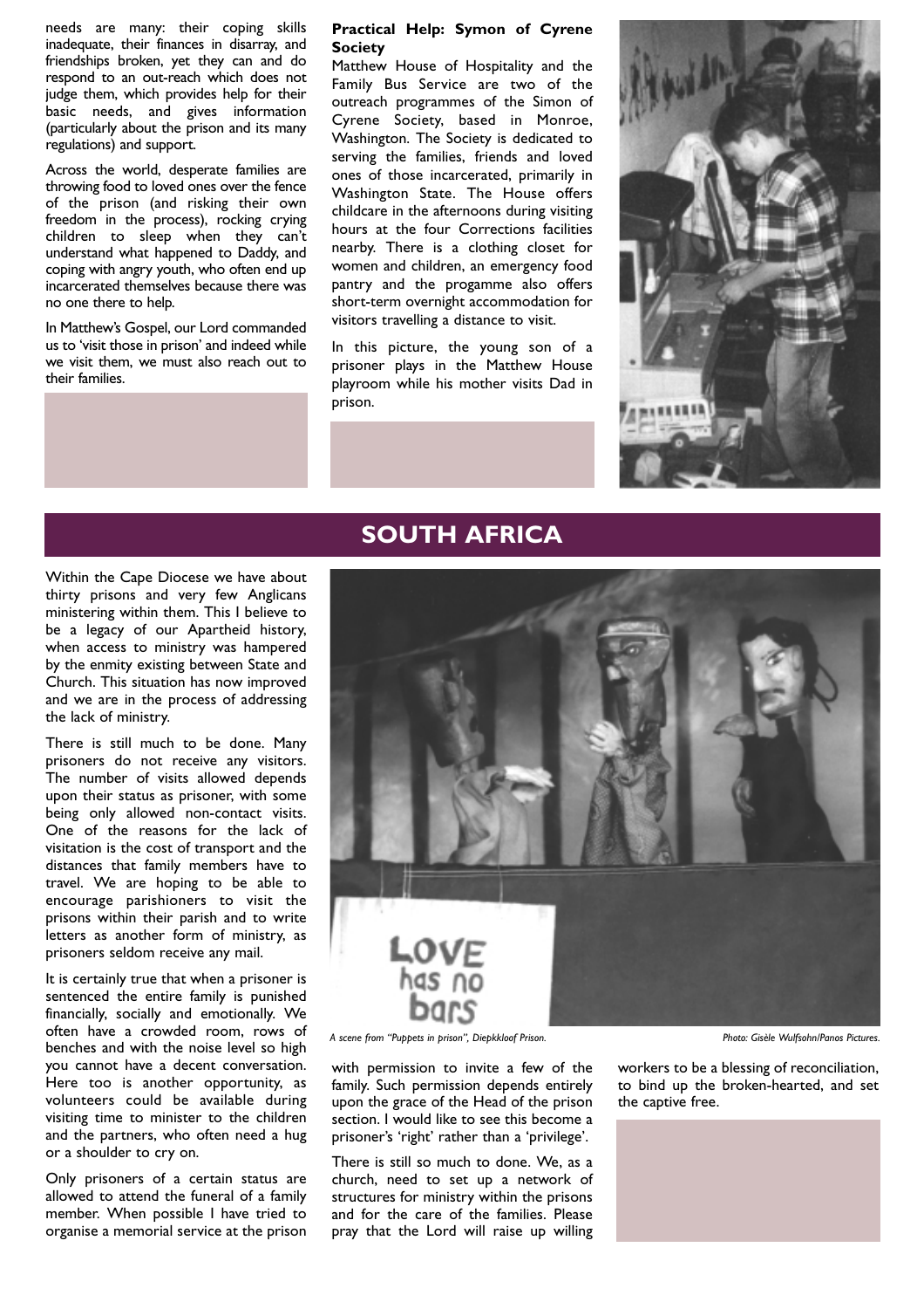needs are many: their coping skills inadequate, their finances in disarray, and friendships broken, yet they can and do respond to an out-reach which does not judge them, which provides help for their basic needs, and gives information (particularly about the prison and its many regulations) and support.

Across the world, desperate families are throwing food to loved ones over the fence of the prison (and risking their own freedom in the process), rocking crying children to sleep when they can't understand what happened to Daddy, and coping with angry youth, who often end up incarcerated themselves because there was no one there to help.

In Matthew's Gospel, our Lord commanded us to 'visit those in prison' and indeed while we visit them, we must also reach out to their families.

**Practical Help: Symon of Cyrene Society**

Matthew House of Hospitality and the Family Bus Service are two of the outreach programmes of the Simon of Cyrene Society, based in Monroe, Washington. The Society is dedicated to serving the families, friends and loved ones of those incarcerated, primarily in Washington State. The House offers childcare in the afternoons during visiting hours at the four Corrections facilities nearby. There is a clothing closet for women and children, an emergency food pantry and the progamme also offers short-term overnight accommodation for visitors travelling a distance to visit.

In this picture, the young son of a prisoner plays in the Matthew House playroom while his mother visits Dad in prison.

## SOUTH AFRICA

Within the Cape Diocese we have about thirty prisons and very few Anglicans ministering within them. This I believe to be a legacy of our Apartheid history, when access to ministry was hampered by the enmity existing between State and Church. This situation has now improved and we are in the process of addressing the lack of ministry.

There is still much to be done. Many prisoners do not receive any visitors. The number of visits allowed depends upon their status as prisoner, with some being only allowed non-contact visits. One of the reasons for the lack of visitation is the cost of transport and the distances that family members have to travel. We are hoping to be able to encourage parishioners to visit the prisons within their parish and to write letters as another form of ministry, as prisoners seldom receive any mail.

It is certainly true that when a prisoner is sentenced the entire family is punished financially, socially and emotionally. We often have a crowded room, rows of benches and with the noise level so high you cannot have a decent conversation. Here too is another opportunity, as volunteers could be available during visiting time to minister to the children and the partners, who often need a hug or a shoulder to cry on.

Only prisoners of a certain status are allowed to attend the funeral of a family member. When possible I have tried to organise a memorial service at the prison with permission to invite a few of the family. Such permission depends entirely upon the grace of the Head of the prison section. I would like to see this become a prisoner's 'right' rather than a 'privilege'.

There is still so much to done. We, as a church, need to set up a network of structures for ministry within the prisons and for the care of the families. Please pray that the Lord will raise up willing workers to be a blessing of reconciliation, to bind up the broken-hearted, and set the captive free.

*A scene from "Puppets in prison", Diepkkloof Prison.* *Photo: Gisèle Wulfsohn/Panos Pictures.*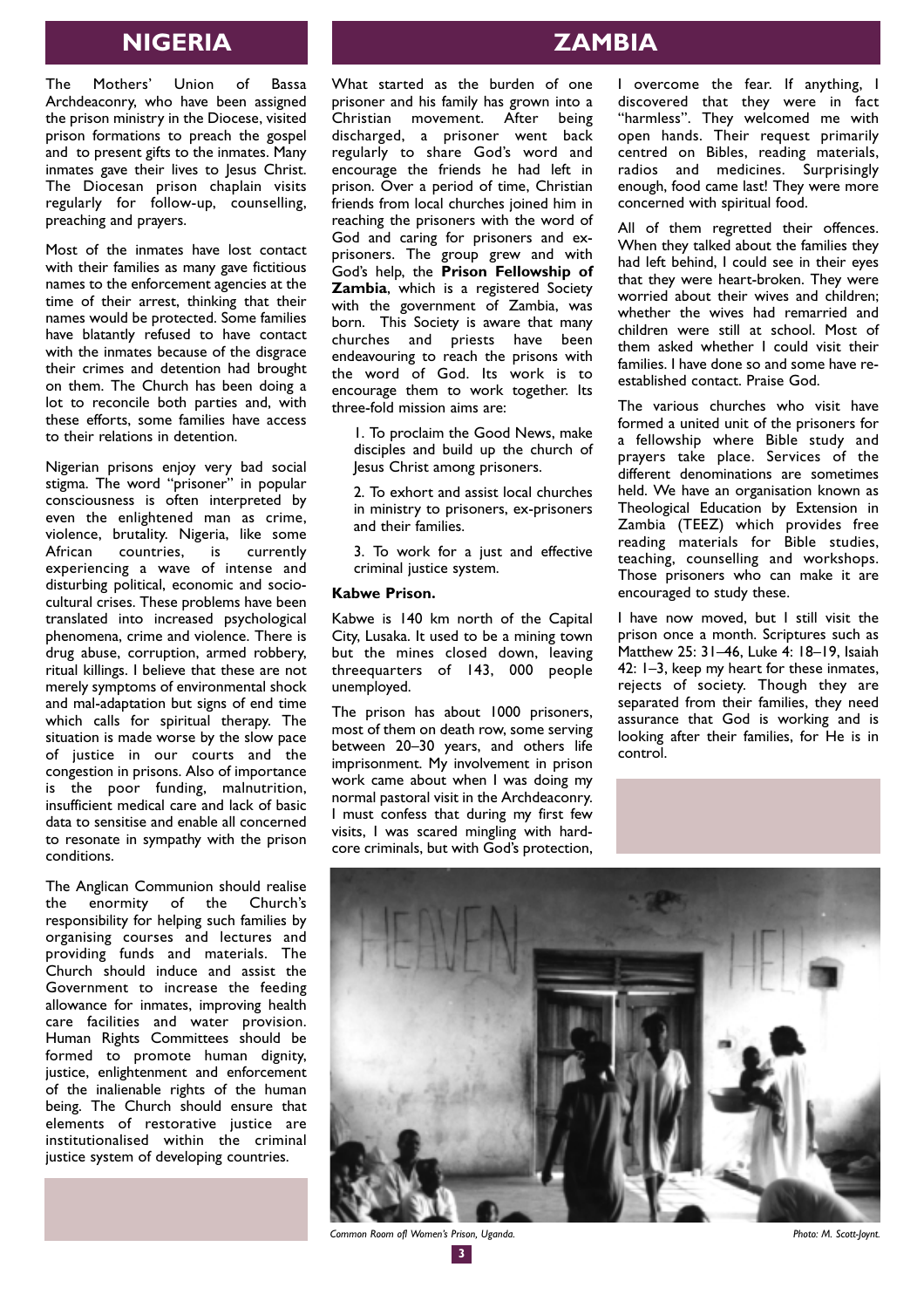## NIGERIA

The Mothers' Union of Bassa Archdeaconry, who have been assigned the prison ministry in the Diocese, visited prison formations to preach the gospel and to present gifts to the inmates. Many inmates gave their lives to Jesus Christ. The Diocesan prison chaplain visits regularly for follow-up, counselling, preaching and prayers.

Most of the inmates have lost contact with their families as many gave fictitious names to the enforcement agencies at the time of their arrest, thinking that their names would be protected. Some families have blatantly refused to have contact with the inmates because of the disgrace their crimes and detention had brought on them. The Church has been doing a lot to reconcile both parties and, with these efforts, some families have access to their relations in detention.

Nigerian prisons enjoy very bad social stigma. The word "prisoner" in popular consciousness is often interpreted by even the enlightened man as crime, violence, brutality. Nigeria, like some African countries, is currently experiencing a wave of intense and disturbing political, economic and socio-cultural crises. These problems have been translated into increased psychological phenomena, crime and violence. There is drug abuse, corruption, armed robbery, ritual killings. I believe that these are not merely symptoms of environmental shock and mal-adaptation but signs of end time which calls for spiritual therapy. The situation is made worse by the slow pace of justice in our courts and the congestion in prisons. Also of importance is the poor funding, malnutrition, insufficient medical care and lack of basic data to sensitise and enable all concerned to resonate in sympathy with the prison conditions.

The Anglican Communion should realise the enormity of the Church's responsibility for helping such families by organising courses and lectures and providing funds and materials. The Church should induce and assist the Government to increase the feeding allowance for inmates, improving health care facilities and water provision. Human Rights Committees should be formed to promote human dignity, justice, enlightenment and enforcement of the inalienable rights of the human being. The Church should ensure that elements of restorative justice are institutionalised within the criminal justice system of developing countries.

## ZAMBIA

What started as the burden of one prisoner and his family has grown into a Christian movement. After being discharged, a prisoner went back regularly to share God's word and encourage the friends he had left in prison. Over a period of time, Christian friends from local churches joined him in reaching the prisoners with the word of God and caring for prisoners and ex-prisoners. The group grew and with God's help, the **Prison Fellowship of Zambia**, which is a registered Society with the government of Zambia, was born. This Society is aware that many churches and priests have been endeavouring to reach the prisons with the word of God. Its work is to encourage them to work together. Its three-fold mission aims are:

1. To proclaim the Good News, make disciples and build up the church of Jesus Christ among prisoners.

2. To exhort and assist local churches in ministry to prisoners, ex-prisoners and their families.

3. To work for a just and effective criminal justice system.

**Kabwe Prison.**

Kabwe is 140 km north of the Capital City, Lusaka. It used to be a mining town but the mines closed down, leaving threequarters of 143, 000 people unemployed.

The prison has about 1000 prisoners, most of them on death row, some serving between 20–30 years, and others life imprisonment. My involvement in prison work came about when I was doing my normal pastoral visit in the Archdeaconry. I must confess that during my first few visits, I was scared mingling with hard-core criminals, but with God's protection, I overcome the fear. If anything, I discovered that they were in fact "harmless". They welcomed me with open hands. Their request primarily centred on Bibles, reading materials, radios and medicines. Surprisingly enough, food came last! They were more concerned with spiritual food.

All of them regretted their offences. When they talked about the families they had left behind, I could see in their eyes that they were heart-broken. They were worried about their wives and children; whether the wives had remarried and children were still at school. Most of them asked whether I could visit their families. I have done so and some have re-established contact. Praise God.

The various churches who visit have formed a united unit of the prisoners for a fellowship where Bible study and prayers take place. Services of the different denominations are sometimes held. We have an organisation known as Theological Education by Extension in Zambia (TEEZ) which provides free reading materials for Bible studies, teaching, counselling and workshops. Those prisoners who can make it are encouraged to study these.

I have now moved, but I still visit the prison once a month. Scriptures such as Matthew 25: 31–46, Luke 4: 18–19, Isaiah 42: 1–3, keep my heart for these inmates, rejects of society. Though they are separated from their families, they need assurance that God is working and is looking after their families, for He is in control.

*Common Room of Women's Prison, Uganda.* *Photo: M. Scott-Joynt.*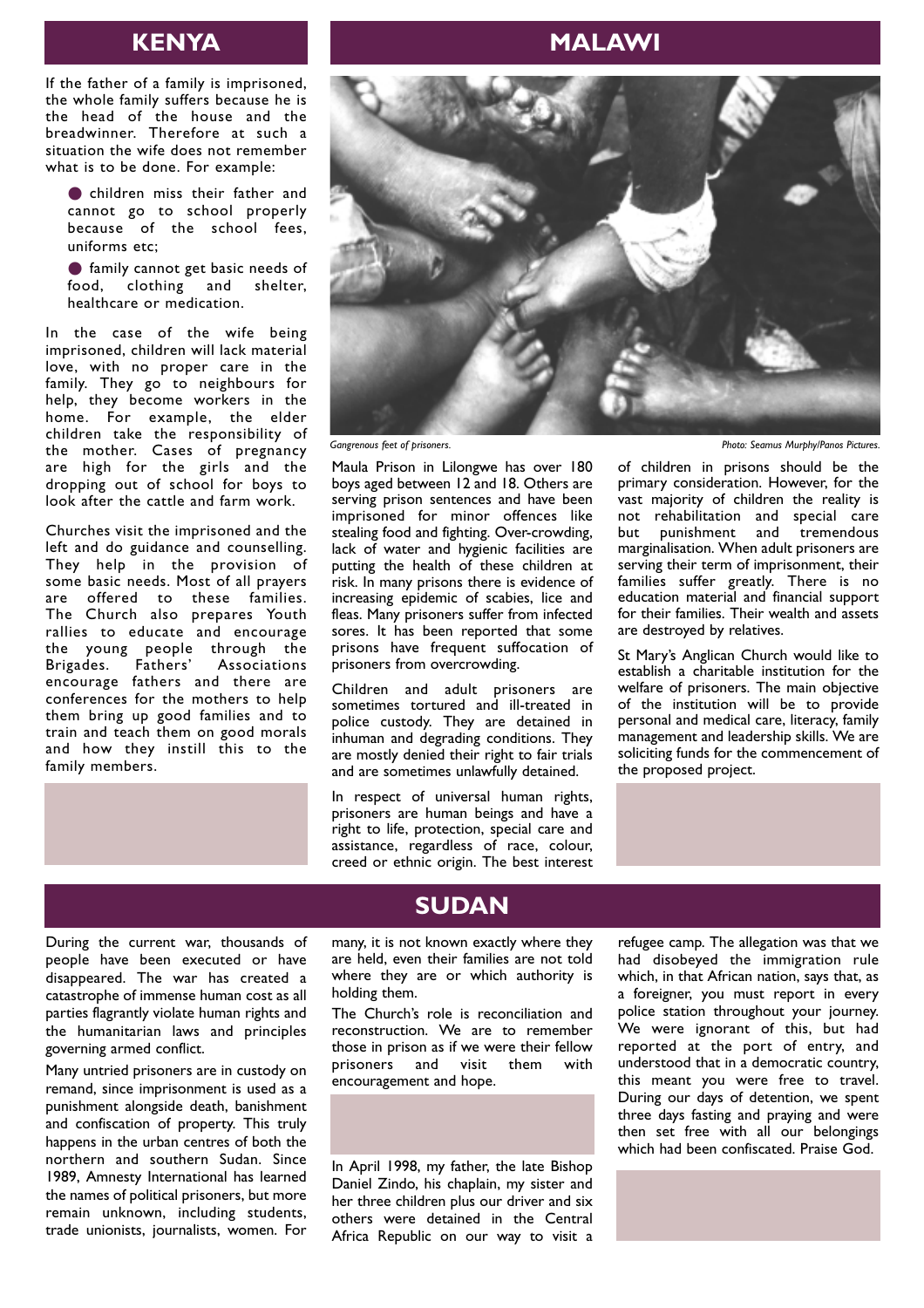## KENYA

If the father of a family is imprisoned, the whole family suffers because he is the head of the house and the breadwinner. Therefore at such a situation the wife does not remember what is to be done. For example:

- children miss their father and cannot go to school properly because of the school fees, uniforms etc;
- family cannot get basic needs of food, clothing and shelter, healthcare or medication.

In the case of the wife being imprisoned, children will lack material love, with no proper care in the family. They go to neighbours for help, they become workers in the home. For example, the elder children take the responsibility of the mother. Cases of pregnancy are high for the girls and the dropping out of school for boys to look after the cattle and farm work.

Churches visit the imprisoned and the left and do guidance and counselling. They help in the provision of some basic needs. Most of all prayers are offered to these families. The Church also prepares Youth rallies to educate and encourage the young people through the Brigades. Fathers' Associations encourage fathers and there are conferences for the mothers to help them bring up good families and to train and teach them on good morals and how they instill this to the family members.

## MALAWI

*Gangrenous feet of prisoners.* *Photo: Seamus Murphy/Panos Pictures.*

Maula Prison in Lilongwe has over 180 boys aged between 12 and 18. Others are serving prison sentences and have been imprisoned for minor offences like stealing food and fighting. Over-crowding, lack of water and hygienic facilities are putting the health of these children at risk. In many prisons there is evidence of increasing epidemic of scabies, lice and fleas. Many prisoners suffer from infected sores. It has been reported that some prisons have frequent suffocation of prisoners from overcrowding.

Children and adult prisoners are sometimes tortured and ill-treated in police custody. They are detained in inhuman and degrading conditions. They are mostly denied their right to fair trials and are sometimes unlawfully detained.

In respect of universal human rights, prisoners are human beings and have a right to life, protection, special care and assistance, regardless of race, colour, creed or ethnic origin. The best interest of children in prisons should be the primary consideration. However, for the vast majority of children the reality is not rehabilitation and special care but punishment and tremendous marginalisation. When adult prisoners are serving their term of imprisonment, their families suffer greatly. There is no education material and financial support for their families. Their wealth and assets are destroyed by relatives.

St Mary's Anglican Church would like to establish a charitable institution for the welfare of prisoners. The main objective of the institution will be to provide personal and medical care, literacy, family management and leadership skills. We are soliciting funds for the commencement of the proposed project.

## SUDAN

During the current war, thousands of people have been executed or have disappeared. The war has created a catastrophe of immense human cost as all parties flagrantly violate human rights and the humanitarian laws and principles governing armed conflict.

Many untried prisoners are in custody on remand, since imprisonment is used as a punishment alongside death, banishment and confiscation of property. This truly happens in the urban centres of both the northern and southern Sudan. Since 1989, Amnesty International has learned the names of political prisoners, but more remain unknown, including students, trade unionists, journalists, women. For many, it is not known exactly where they are held, even their families are not told where they are or which authority is holding them.

The Church's role is reconciliation and reconstruction. We are to remember those in prison as if we were their fellow prisoners and visit them with encouragement and hope.

In April 1998, my father, the late Bishop Daniel Zindo, his chaplain, my sister and her three children plus our driver and six others were detained in the Central Africa Republic on our way to visit a refugee camp. The allegation was that we had disobeyed the immigration rule which, in that African nation, says that, as a foreigner, you must report in every police station throughout your journey. We were ignorant of this, but had reported at the port of entry, and understood that in a democratic country, this meant you were free to travel. During our days of detention, we spent three days fasting and praying and were then set free with all our belongings which had been confiscated. Praise God.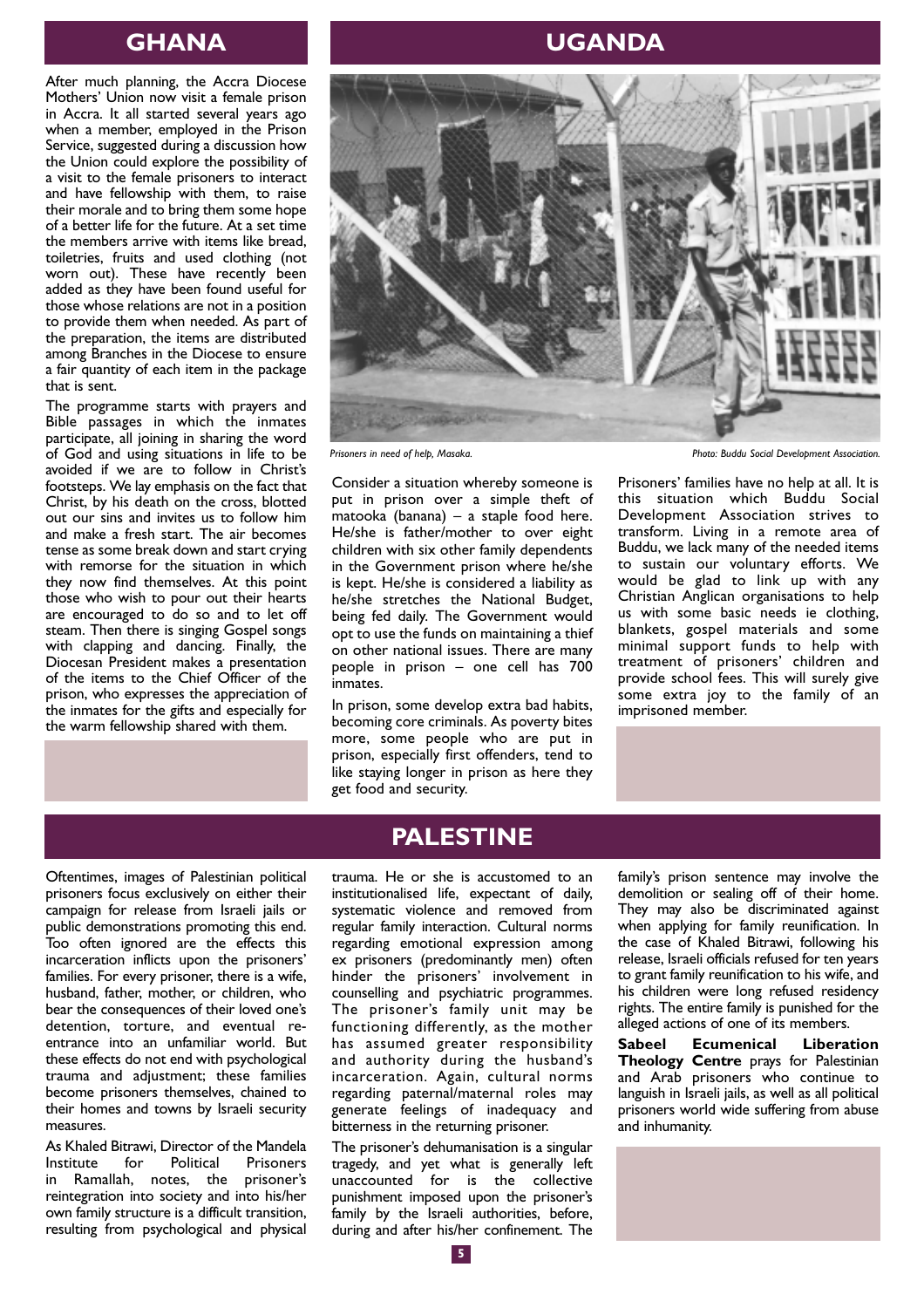## GHANA

After much planning, the Accra Diocese Mothers' Union now visit a female prison in Accra. It all started several years ago when a member, employed in the Prison Service, suggested during a discussion how the Union could explore the possibility of a visit to the female prisoners to interact and have fellowship with them, to raise their morale and to bring them some hope of a better life for the future. At a set time the members arrive with items like bread, toiletries, fruits and used clothing (not worn out). These have recently been added as they have been found useful for those whose relations are not in a position to provide them when needed. As part of the preparation, the items are distributed among Branches in the Diocese to ensure a fair quantity of each item in the package that is sent.

The programme starts with prayers and Bible passages in which the inmates participate, all joining in sharing the word of God and using situations in life to be avoided if we are to follow in Christ's footsteps. We lay emphasis on the fact that Christ, by his death on the cross, blotted out our sins and invites us to follow him and make a fresh start. The air becomes tense as some break down and start crying with remorse for the situation in which they now find themselves. At this point those who wish to pour out their hearts are encouraged to do so and to let off steam. Then there is singing Gospel songs with clapping and dancing. Finally, the Diocesan President makes a presentation of the items to the Chief Officer of the prison, who expresses the appreciation of the inmates for the gifts and especially for the warm fellowship shared with them.

## UGANDA

*Prisoners in need of help, Masaka.* *Photo: Buddu Social Development Association.*

Consider a situation whereby someone is put in prison over a simple theft of matooka (banana) – a staple food here. He/she is father/mother to over eight children with six other family dependents in the Government prison where he/she is kept. He/she is considered a liability as he/she stretches the National Budget, being fed daily. The Government would opt to use the funds on maintaining a thief on other national issues. There are many people in prison – one cell has 700 inmates.

In prison, some develop extra bad habits, becoming core criminals. As poverty bites more, some people who are put in prison, especially first offenders, tend to like staying longer in prison as here they get food and security.

Prisoners' families have no help at all. It is this situation which Buddu Social Development Association strives to transform. Living in a remote area of Buddu, we lack many of the needed items to sustain our voluntary efforts. We would be glad to link up with any Christian Anglican organisations to help us with some basic needs ie clothing, blankets, gospel materials and some minimal support funds to help with treatment of prisoners' children and provide school fees. This will surely give some extra joy to the family of an imprisoned member.

## PALESTINE

Oftentimes, images of Palestinian political prisoners focus exclusively on either their campaign for release from Israeli jails or public demonstrations promoting this end. Too often ignored are the effects this incarceration inflicts upon the prisoners' families. For every prisoner, there is a wife, husband, father, mother, or children, who bear the consequences of their loved one's detention, torture, and eventual re-entrance into an unfamiliar world. But these effects do not end with psychological trauma and adjustment; these families become prisoners themselves, chained to their homes and towns by Israeli security measures.

As Khaled Bitrawi, Director of the Mandela Institute for Political Prisoners in Ramallah, notes, the prisoner's reintegration into society and into his/her own family structure is a difficult transition, resulting from psychological and physical trauma. He or she is accustomed to an institutionalised life, expectant of daily, systematic violence and removed from regular family interaction. Cultural norms regarding emotional expression among ex prisoners (predominantly men) often hinder the prisoners' involvement in counselling and psychiatric programmes. The prisoner's family unit may be functioning differently, as the mother has assumed greater responsibility and authority during the husband's incarceration. Again, cultural norms regarding paternal/maternal roles may generate feelings of inadequacy and bitterness in the returning prisoner.

The prisoner's dehumanisation is a singular tragedy, and yet what is generally left unaccounted for is the collective punishment imposed upon the prisoner's family by the Israeli authorities, before, during and after his/her confinement. The family's prison sentence may involve the demolition or sealing off of their home. They may also be discriminated against when applying for family reunification. In the case of Khaled Bitrawi, following his release, Israeli officials refused for ten years to grant family reunification to his wife, and his children were long refused residency rights. The entire family is punished for the alleged actions of one of its members.

**Sabeel Ecumenical Liberation Theology Centre** prays for Palestinian and Arab prisoners who continue to languish in Israeli jails, as well as all political prisoners world wide suffering from abuse and inhumanity.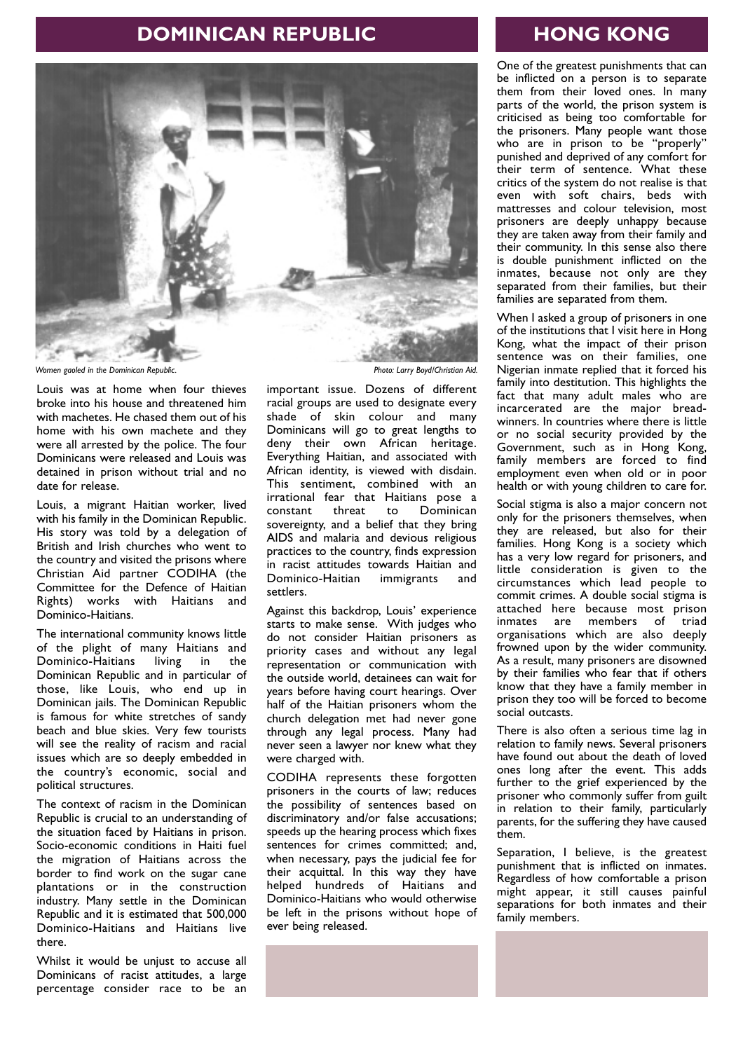## DOMINICAN REPUBLIC

*Women gaoled in the Dominican Republic.* *Photo: Larry Boyd/Christian Aid.*

Louis was at home when four thieves broke into his house and threatened him with machetes. He chased them out of his home with his own machete and they were all arrested by the police. The four Dominicans were released and Louis was detained in prison without trial and no date for release.

Louis, a migrant Haitian worker, lived with his family in the Dominican Republic. His story was told by a delegation of British and Irish churches who went to the country and visited the prisons where Christian Aid partner CODIHA (the Committee for the Defence of Haitian Rights) works with Haitians and Dominico-Haitians.

The international community knows little of the plight of many Haitians and Dominico-Haitians living in the Dominican Republic and in particular of those, like Louis, who end up in Dominican jails. The Dominican Republic is famous for white stretches of sandy beach and blue skies. Very few tourists will see the reality of racism and racial issues which are so deeply embedded in the country's economic, social and political structures.

The context of racism in the Dominican Republic is crucial to an understanding of the situation faced by Haitians in prison. Socio-economic conditions in Haiti fuel the migration of Haitians across the border to find work on the sugar cane plantations or in the construction industry. Many settle in the Dominican Republic and it is estimated that 500,000 Dominico-Haitians and Haitians live there.

Whilst it would be unjust to accuse all Dominicans of racist attitudes, a large percentage consider race to be an important issue. Dozens of different racial groups are used to designate every shade of skin colour and many Dominicans will go to great lengths to deny their own African heritage. Everything Haitian, and associated with African identity, is viewed with disdain. This sentiment, combined with an irrational fear that Haitians pose a constant threat to Dominican sovereignty, and a belief that they bring AIDS and malaria and devious religious practices to the country, finds expression in racist attitudes towards Haitian and Dominico-Haitian immigrants and settlers.

Against this backdrop, Louis' experience starts to make sense. With judges who do not consider Haitian prisoners as priority cases and without any legal representation or communication with the outside world, detainees can wait for years before having court hearings. Over half of the Haitian prisoners whom the church delegation met had never gone through any legal process. Many had never seen a lawyer nor knew what they were charged with.

CODIHA represents these forgotten prisoners in the courts of law; reduces the possibility of sentences based on discriminatory and/or false accusations; speeds up the hearing process which fixes sentences for crimes committed; and, when necessary, pays the judicial fee for their acquittal. In this way they have helped hundreds of Haitians and Dominico-Haitians who would otherwise be left in the prisons without hope of ever being released.

## HONG KONG

One of the greatest punishments that can be inflicted on a person is to separate them from their loved ones. In many parts of the world, the prison system is criticised as being too comfortable for the prisoners. Many people want those who are in prison to be "properly" punished and deprived of any comfort for their term of sentence. What these critics of the system do not realise is that even with soft chairs, beds with mattresses and colour television, most prisoners are deeply unhappy because they are taken away from their family and their community. In this sense also there is double punishment inflicted on the inmates, because not only are they separated from their families, but their families are separated from them.

When I asked a group of prisoners in one of the institutions that I visit here in Hong Kong, what the impact of their prison sentence was on their families, one Nigerian inmate replied that it forced his family into destitution. This highlights the fact that many adult males who are incarcerated are the major bread-winners. In countries where there is little or no social security provided by the Government, such as in Hong Kong, family members are forced to find employment even when old or in poor health or with young children to care for.

Social stigma is also a major concern not only for the prisoners themselves, when they are released, but also for their families. Hong Kong is a society which has a very low regard for prisoners, and little consideration is given to the circumstances which lead people to commit crimes. A double social stigma is attached here because most prison inmates are members of triad organisations which are also deeply frowned upon by the wider community. As a result, many prisoners are disowned by their families who fear that if others know that they have a family member in prison they too will be forced to become social outcasts.

There is also often a serious time lag in relation to family news. Several prisoners have found out about the death of loved ones long after the event. This adds further to the grief experienced by the prisoner who commonly suffer from guilt in relation to their family, particularly parents, for the suffering they have caused them.

Separation, I believe, is the greatest punishment that is inflicted on inmates. Regardless of how comfortable a prison might appear, it still causes painful separations for both inmates and their family members.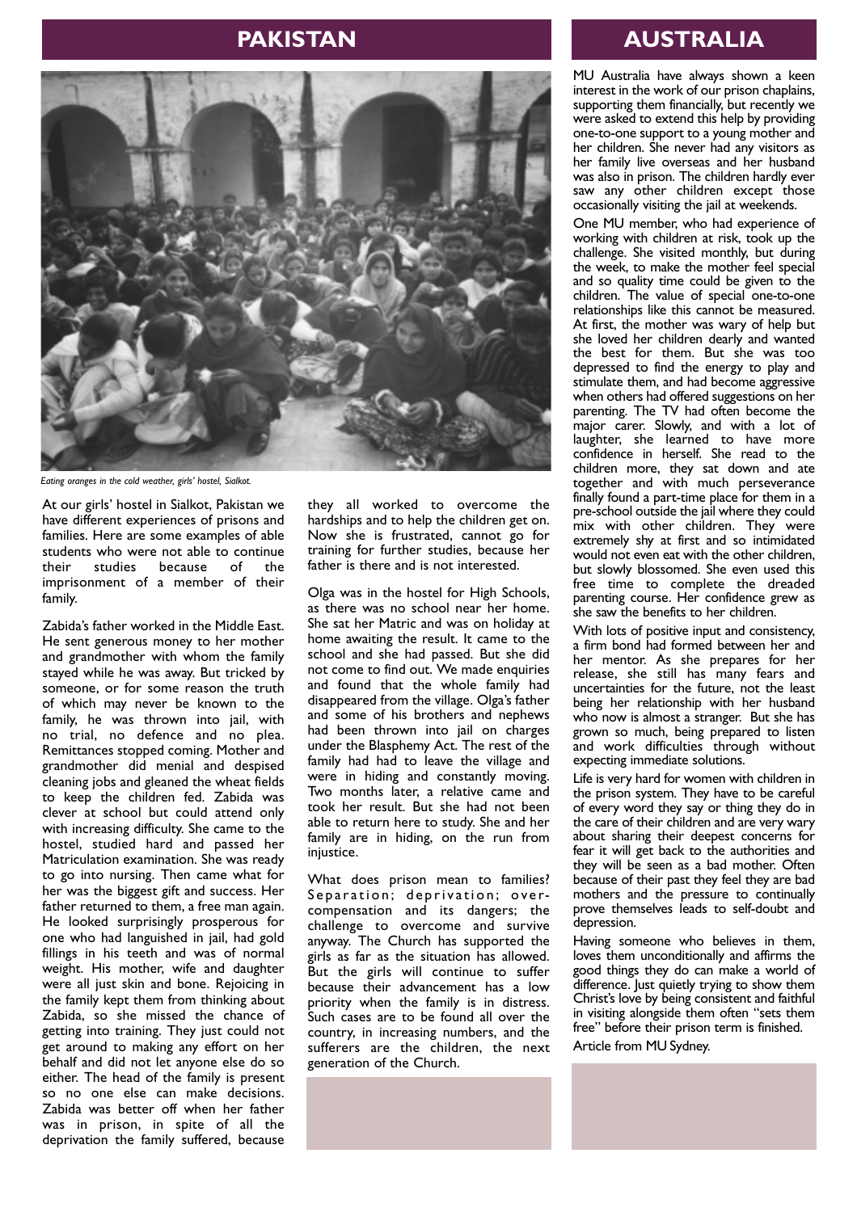## PAKISTAN

*Eating oranges in the cold weather, girls' hostel, Sialkot.*

At our girls' hostel in Sialkot, Pakistan we have different experiences of prisons and families. Here are some examples of able students who were not able to continue their studies because of the imprisonment of a member of their family.

Zabida's father worked in the Middle East. He sent generous money to her mother and grandmother with whom the family stayed while he was away. But tricked by someone, or for some reason the truth of which may never be known to the family, he was thrown into jail, with no trial, no defence and no plea. Remittances stopped coming. Mother and grandmother did menial and despised cleaning jobs and gleaned the wheat fields to keep the children fed. Zabida was clever at school but could attend only with increasing difficulty. She came to the hostel, studied hard and passed her Matriculation examination. She was ready to go into nursing. Then came what for her was the biggest gift and success. Her father returned to them, a free man again. He looked surprisingly prosperous for one who had languished in jail, had gold fillings in his teeth and was of normal weight. His mother, wife and daughter were all just skin and bone. Rejoicing in the family kept them from thinking about Zabida, so she missed the chance of getting into training. They just could not get around to making any effort on her behalf and did not let anyone else do so either. The head of the family is present so no one else can make decisions. Zabida was better off when her father was in prison, in spite of all the deprivation the family suffered, because they all worked to overcome the hardships and to help the children get on. Now she is frustrated, cannot go for training for further studies, because her father is there and is not interested.

Olga was in the hostel for High Schools, as there was no school near her home. She sat her Matric and was on holiday at home awaiting the result. It came to the school and she had passed. But she did not come to find out. We made enquiries and found that the whole family had disappeared from the village. Olga's father and some of his brothers and nephews had been thrown into jail on charges under the Blasphemy Act. The rest of the family had had to leave the village and were in hiding and constantly moving. Two months later, a relative came and took her result. But she had not been able to return here to study. She and her family are in hiding, on the run from injustice.

What does prison mean to families? Separation; deprivation; over-compensation and its dangers; the challenge to overcome and survive anyway. The Church has supported the girls as far as the situation has allowed. But the girls will continue to suffer because their advancement has a low priority when the family is in distress. Such cases are to be found all over the country, in increasing numbers, and the sufferers are the children, the next generation of the Church.

## AUSTRALIA

MU Australia have always shown a keen interest in the work of our prison chaplains, supporting them financially, but recently we were asked to extend this help by providing one-to-one support to a young mother and her children. She never had any visitors as her family live overseas and her husband was also in prison. The children hardly ever saw any other children except those occasionally visiting the jail at weekends.

One MU member, who had experience of working with children at risk, took up the challenge. She visited monthly, but during the week, to make the mother feel special and so quality time could be given to the children. The value of special one-to-one relationships like this cannot be measured. At first, the mother was wary of help but she loved her children dearly and wanted the best for them. But she was too depressed to find the energy to play and stimulate them, and had become aggressive when others had offered suggestions on her parenting. The TV had often become the major carer. Slowly, and with a lot of laughter, she learned to have more confidence in herself. She read to the children more, they sat down and ate together and with much perseverance finally found a part-time place for them in a pre-school outside the jail where they could mix with other children. They were extremely shy at first and so intimidated would not even eat with the other children, but slowly blossomed. She even used this free time to complete the dreaded parenting course. Her confidence grew as she saw the benefits to her children.

With lots of positive input and consistency, a firm bond had formed between her and her mentor. As she prepares for her release, she still has many fears and uncertainties for the future, not the least being her relationship with her husband who now is almost a stranger. But she has grown so much, being prepared to listen and work difficulties through without expecting immediate solutions.

Life is very hard for women with children in the prison system. They have to be careful of every word they say or thing they do in the care of their children and are very wary about sharing their deepest concerns for fear it will get back to the authorities and they will be seen as a bad mother. Often because of their past they feel they are bad mothers and the pressure to continually prove themselves leads to self-doubt and depression.

Having someone who believes in them, loves them unconditionally and affirms the good things they do can make a world of difference. Just quietly trying to show them Christ's love by being consistent and faithful in visiting alongside them often "sets them free" before their prison term is finished.

Article from MU Sydney.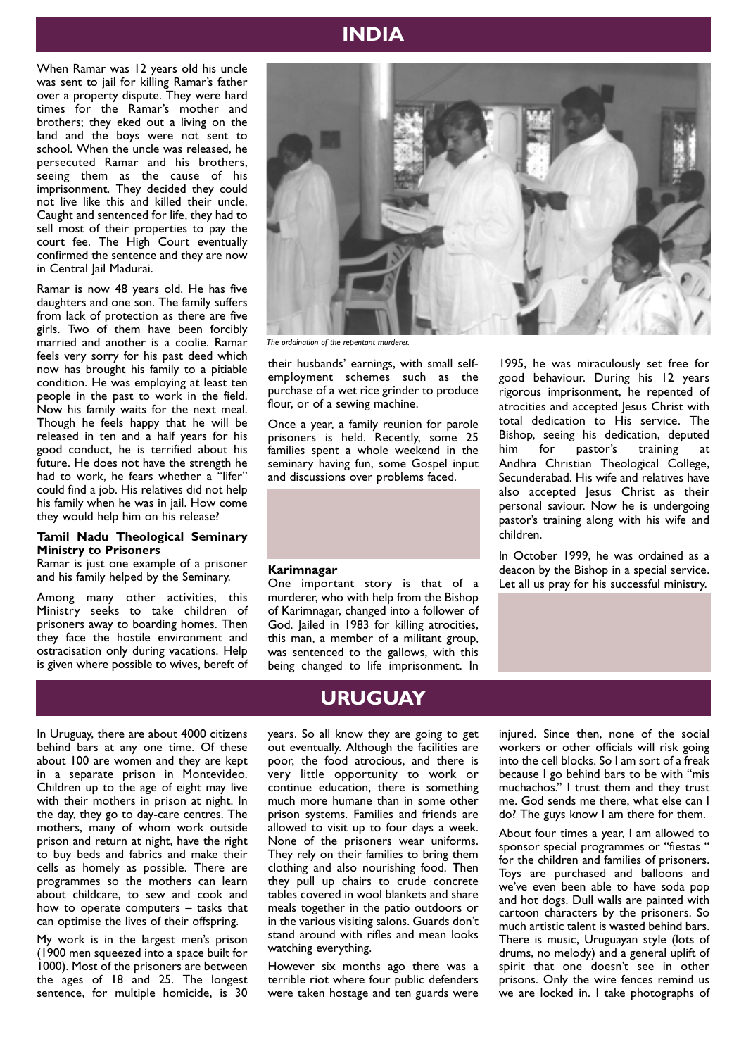# INDIA

When Ramar was 12 years old his uncle was sent to jail for killing Ramar's father over a property dispute. They were hard times for the Ramar's mother and brothers; they eked out a living on the land and the boys were not sent to school. When the uncle was released, he persecuted Ramar and his brothers, seeing them as the cause of his imprisonment. They decided they could not live like this and killed their uncle. Caught and sentenced for life, they had to sell most of their properties to pay the court fee. The High Court eventually confirmed the sentence and they are now in Central Jail Madurai.

Ramar is now 48 years old. He has five daughters and one son. The family suffers from lack of protection as there are five girls. Two of them have been forcibly married and another is a coolie. Ramar feels very sorry for his past deed which now has brought his family to a pitiable condition. He was employing at least ten people in the past to work in the field. Now his family waits for the next meal. Though he feels happy that he will be released in ten and a half years for his good conduct, he is terrified about his future. He does not have the strength he had to work, he fears whether a "lifer" could find a job. His relatives did not help his family when he was in jail. How come they would help him on his release?

**Tamil Nadu Theological Seminary Ministry to Prisoners**

Ramar is just one example of a prisoner and his family helped by the Seminary.

Among many other activities, this Ministry seeks to take children of prisoners away to boarding homes. Then they face the hostile environment and ostracisation only during vacations. Help is given where possible to wives, bereft of their husbands' earnings, with small self-employment schemes such as the purchase of a wet rice grinder to produce flour, or of a sewing machine.

Once a year, a family reunion for parole prisoners is held. Recently, some 25 families spent a whole weekend in the seminary having fun, some Gospel input and discussions over problems faced.

*The ordaination of the repentant murderer.*

**Karimnagar**

One important story is that of a murderer, who with help from the Bishop of Karimnagar, changed into a follower of God. Jailed in 1983 for killing atrocities, this man, a member of a militant group, was sentenced to the gallows, with this being changed to life imprisonment. In 1995, he was miraculously set free for good behaviour. During his 12 years rigorous imprisonment, he repented of atrocities and accepted Jesus Christ with total dedication to His service. The Bishop, seeing his dedication, deputed him for pastor's training at Andhra Christian Theological College, Secunderabad. His wife and relatives have also accepted Jesus Christ as their personal saviour. Now he is undergoing pastor's training along with his wife and children.

In October 1999, he was ordained as a deacon by the Bishop in a special service. Let all us pray for his successful ministry.

# URUGUAY

In Uruguay, there are about 4000 citizens behind bars at any one time. Of these about 100 are women and they are kept in a separate prison in Montevideo. Children up to the age of eight may live with their mothers in prison at night. In the day, they go to day-care centres. The mothers, many of whom work outside prison and return at night, have the right to buy beds and fabrics and make their cells as homely as possible. There are programmes so the mothers can learn about childcare, to sew and cook and how to operate computers – tasks that can optimise the lives of their offspring.

My work is in the largest men's prison (1900 men squeezed into a space built for 1000). Most of the prisoners are between the ages of 18 and 25. The longest sentence, for multiple homicide, is 30 years. So all know they are going to get out eventually. Although the facilities are poor, the food atrocious, and there is very little opportunity to work or continue education, there is something much more humane than in some other prison systems. Families and friends are allowed to visit up to four days a week. None of the prisoners wear uniforms. They rely on their families to bring them clothing and also nourishing food. Then they pull up chairs to crude concrete tables covered in wool blankets and share meals together in the patio outdoors or in the various visiting salons. Guards don't stand around with rifles and mean looks watching everything.

However six months ago there was a terrible riot where four public defenders were taken hostage and ten guards were injured. Since then, none of the social workers or other officials will risk going into the cell blocks. So I am sort of a freak because I go behind bars to be with "mis muchachos." I trust them and they trust me. God sends me there, what else can I do? The guys know I am there for them.

About four times a year, I am allowed to sponsor special programmes or "fiestas " for the children and families of prisoners. Toys are purchased and balloons and we've even been able to have soda pop and hot dogs. Dull walls are painted with cartoon characters by the prisoners. So much artistic talent is wasted behind bars. There is music, Uruguayan style (lots of drums, no melody) and a general uplift of spirit that one doesn't see in other prisons. Only the wire fences remind us we are locked in. I take photographs of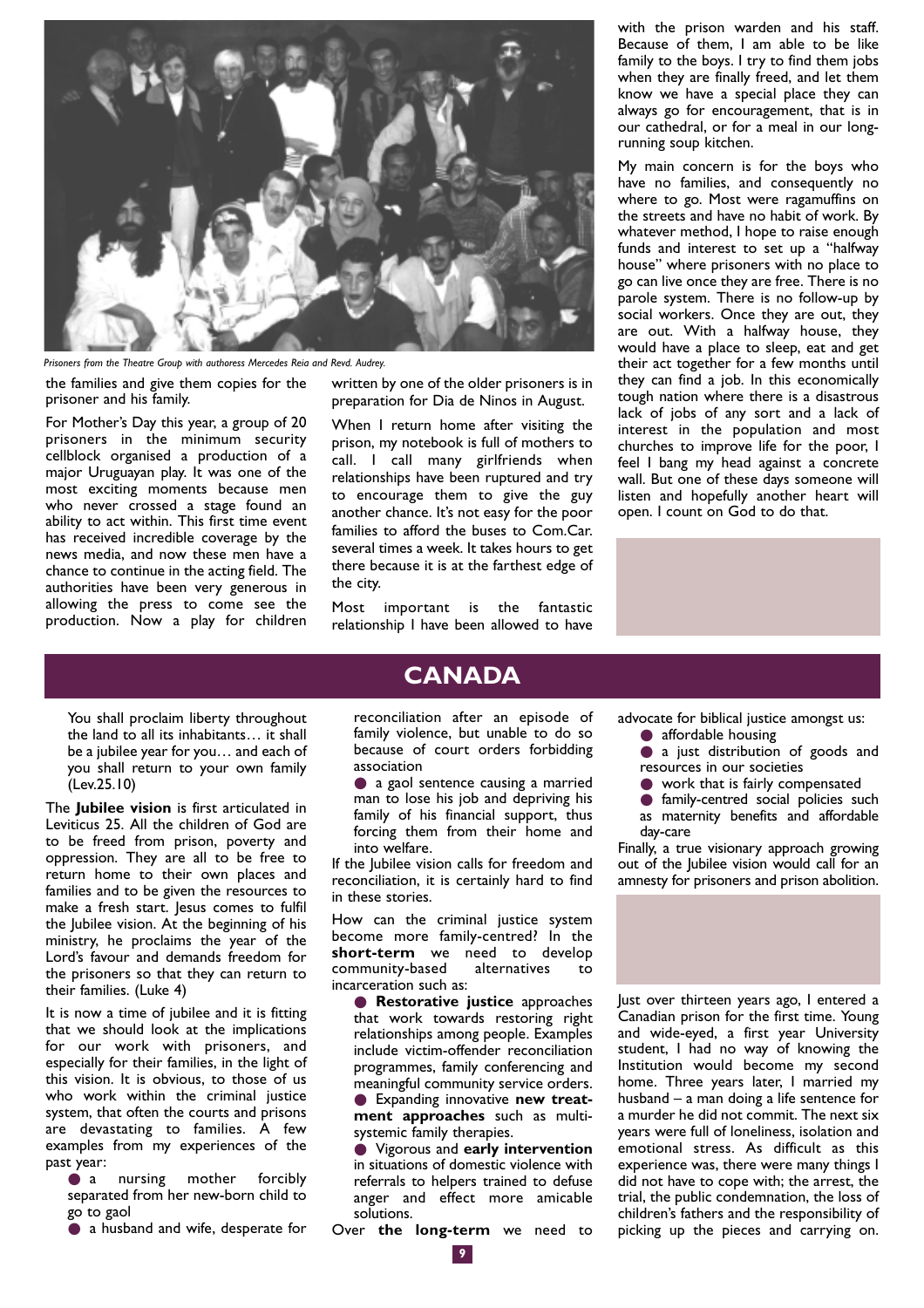*Prisoners from the Theatre Group with authoress Mercedes Reia and Revd. Audrey.*

the families and give them copies for the prisoner and his family.

For Mother's Day this year, a group of 20 prisoners in the minimum security cellblock organised a production of a major Uruguayan play. It was one of the most exciting moments because men who never crossed a stage found an ability to act within. This first time event has received incredible coverage by the news media, and now these men have a chance to continue in the acting field. The authorities have been very generous in allowing the press to come see the production. Now a play for children written by one of the older prisoners is in preparation for Dia de Ninos in August.

When I return home after visiting the prison, my notebook is full of mothers to call. I call many girlfriends when relationships have been ruptured and try to encourage them to give the guy another chance. It's not easy for the poor families to afford the buses to Com.Car. several times a week. It takes hours to get there because it is at the farthest edge of the city.

Most important is the fantastic relationship I have been allowed to have with the prison warden and his staff. Because of them, I am able to be like family to the boys. I try to find them jobs when they are finally freed, and let them know we have a special place they can always go for encouragement, that is in our cathedral, or for a meal in our long-running soup kitchen.

My main concern is for the boys who have no families, and consequently no where to go. Most were ragamuffins on the streets and have no habit of work. By whatever method, I hope to raise enough funds and interest to set up a "halfway house" where prisoners with no place to go can live once they are free. There is no parole system. There is no follow-up by social workers. Once they are out, they are out. With a halfway house, they would have a place to sleep, eat and get their act together for a few months until they can find a job. In this economically tough nation where there is a disastrous lack of jobs of any sort and a lack of interest in the population and most churches to improve life for the poor, I feel I bang my head against a concrete wall. But one of these days someone will listen and hopefully another heart will open. I count on God to do that.

# CANADA

> You shall proclaim liberty throughout the land to all its inhabitants… it shall be a jubilee year for you… and each of you shall return to your own family (Lev.25.10)

The **Jubilee vision** is first articulated in Leviticus 25. All the children of God are to be freed from prison, poverty and oppression. They are all to be free to return home to their own places and families and to be given the resources to make a fresh start. Jesus comes to fulfil the Jubilee vision. At the beginning of his ministry, he proclaims the year of the Lord's favour and demands freedom for the prisoners so that they can return to their families. (Luke 4)

It is now a time of jubilee and it is fitting that we should look at the implications for our work with prisoners, and especially for their families, in the light of this vision. It is obvious, to those of us who work within the criminal justice system, that often the courts and prisons are devastating to families. A few examples from my experiences of the past year:

- a nursing mother forcibly separated from her new-born child to go to gaol
- a husband and wife, desperate for reconciliation after an episode of family violence, but unable to do so because of court orders forbidding association
- a gaol sentence causing a married man to lose his job and depriving his family of his financial support, thus forcing them from their home and into welfare.

If the Jubilee vision calls for freedom and reconciliation, it is certainly hard to find in these stories.

How can the criminal justice system become more family-centred? In the **short-term** we need to develop community-based alternatives to incarceration such as:

- **Restorative justice** approaches that work towards restoring right relationships among people. Examples include victim-offender reconciliation programmes, family conferencing and meaningful community service orders.
- Expanding innovative **new treatment approaches** such as multi-systemic family therapies.
- Vigorous and **early intervention** in situations of domestic violence with referrals to helpers trained to defuse anger and effect more amicable solutions.

Over **the long-term** we need to advocate for biblical justice amongst us:

- affordable housing
- a just distribution of goods and resources in our societies
- work that is fairly compensated
- family-centred social policies such as maternity benefits and affordable day-care

Finally, a true visionary approach growing out of the Jubilee vision would call for an amnesty for prisoners and prison abolition.

Just over thirteen years ago, I entered a Canadian prison for the first time. Young and wide-eyed, a first year University student, I had no way of knowing the Institution would become my second home. Three years later, I married my husband – a man doing a life sentence for a murder he did not commit. The next six years were full of loneliness, isolation and emotional stress. As difficult as this experience was, there were many things I did not have to cope with; the arrest, the trial, the public condemnation, the loss of children's fathers and the responsibility of picking up the pieces and carrying on.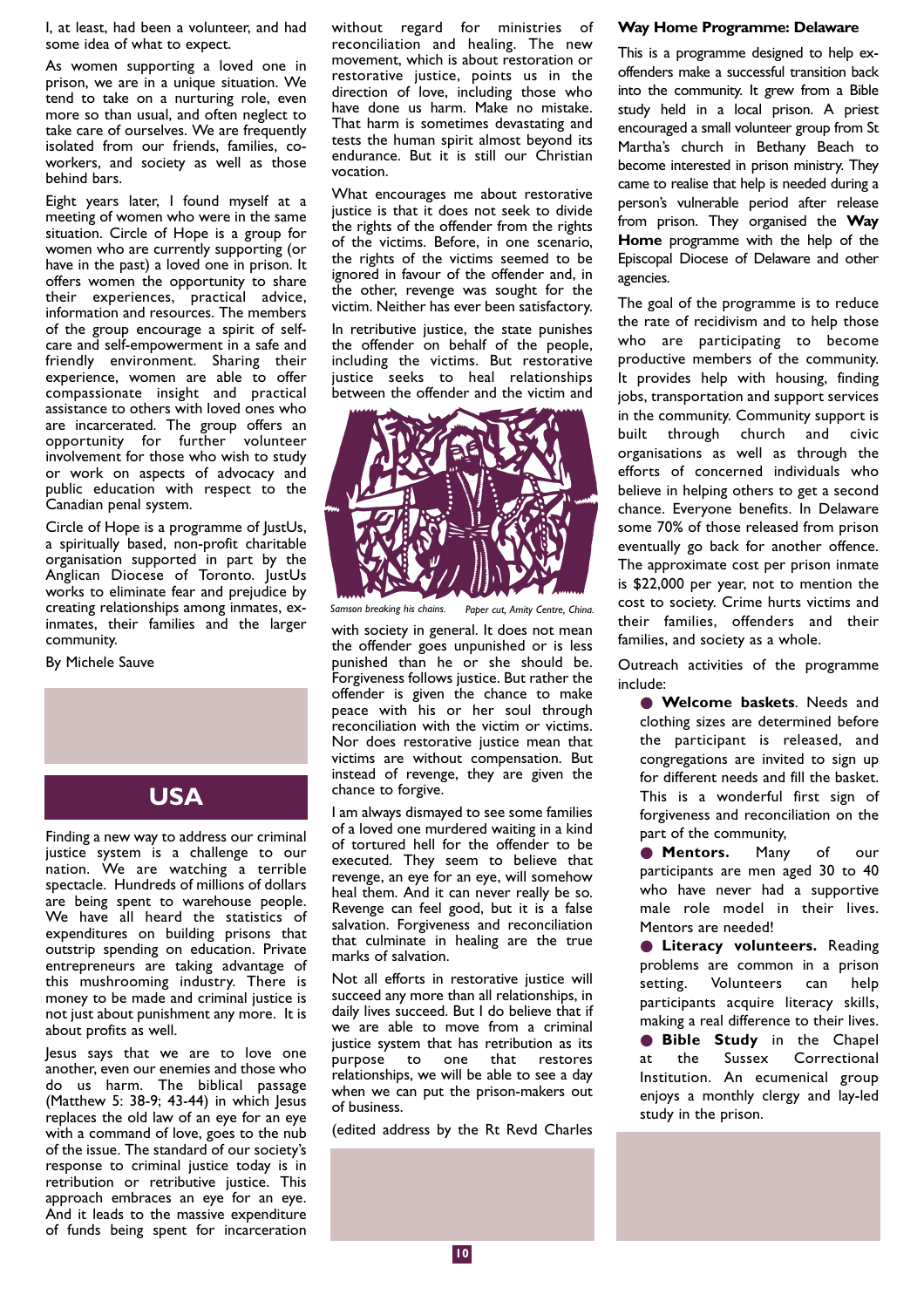I, at least, had been a volunteer, and had some idea of what to expect.

As women supporting a loved one in prison, we are in a unique situation. We tend to take on a nurturing role, even more so than usual, and often neglect to take care of ourselves. We are frequently isolated from our friends, families, co-workers, and society as well as those behind bars.

Eight years later, I found myself at a meeting of women who were in the same situation. Circle of Hope is a group for women who are currently supporting (or have in the past) a loved one in prison. It offers women the opportunity to share their experiences, practical advice, information and resources. The members of the group encourage a spirit of self-care and self-empowerment in a safe and friendly environment. Sharing their experience, women are able to offer compassionate insight and practical assistance to others with loved ones who are incarcerated. The group offers an opportunity for further volunteer involvement for those who wish to study or work on aspects of advocacy and public education with respect to the Canadian penal system.

Circle of Hope is a programme of JustUs, a spiritually based, non-profit charitable organisation supported in part by the Anglican Diocese of Toronto. JustUs works to eliminate fear and prejudice by creating relationships among inmates, ex-inmates, their families and the larger community.

By Michele Sauve

## USA

Finding a new way to address our criminal justice system is a challenge to our nation. We are watching a terrible spectacle. Hundreds of millions of dollars are being spent to warehouse people. We have all heard the statistics of expenditures on building prisons that outstrip spending on education. Private entrepreneurs are taking advantage of this mushrooming industry. There is money to be made and criminal justice is not just about punishment any more. It is about profits as well.

Jesus says that we are to love one another, even our enemies and those who do us harm. The biblical passage (Matthew 5: 38-9; 43-44) in which Jesus replaces the old law of an eye for an eye with a command of love, goes to the nub of the issue. The standard of our society's response to criminal justice today is in retribution or retributive justice. This approach embraces an eye for an eye. And it leads to the massive expenditure of funds being spent for incarceration without regard for ministries of reconciliation and healing. The new movement, which is about restoration or restorative justice, points us in the direction of love, including those who have done us harm. Make no mistake. That harm is sometimes devastating and tests the human spirit almost beyond its endurance. But it is still our Christian vocation.

What encourages me about restorative justice is that it does not seek to divide the rights of the offender from the rights of the victims. Before, in one scenario, the rights of the victims seemed to be ignored in favour of the offender and, in the other, revenge was sought for the victim. Neither has ever been satisfactory.

In retributive justice, the state punishes the offender on behalf of the people, including the victims. But restorative justice seeks to heal relationships between the offender and the victim and with society in general. It does not mean the offender goes unpunished or is less punished than he or she should be. Forgiveness follows justice. But rather the offender is given the chance to make peace with his or her soul through reconciliation with the victim or victims. Nor does restorative justice mean that victims are without compensation. But instead of revenge, they are given the chance to forgive.

*Samson breaking his chains. Paper cut, Amity Centre, China.*

I am always dismayed to see some families of a loved one murdered waiting in a kind of tortured hell for the offender to be executed. They seem to believe that revenge, an eye for an eye, will somehow heal them. And it can never really be so. Revenge can feel good, but it is a false salvation. Forgiveness and reconciliation that culminate in healing are the true marks of salvation.

Not all efforts in restorative justice will succeed any more than all relationships, in daily lives succeed. But I do believe that if we are able to move from a criminal justice system that has retribution as its purpose to one that restores relationships, we will be able to see a day when we can put the prison-makers out of business.

(edited address by the Rt Revd Charles

### Way Home Programme: Delaware

This is a programme designed to help ex-offenders make a successful transition back into the community. It grew from a Bible study held in a local prison. A priest encouraged a small volunteer group from St Martha's church in Bethany Beach to become interested in prison ministry. They came to realise that help is needed during a person's vulnerable period after release from prison. They organised the **Way Home** programme with the help of the Episcopal Diocese of Delaware and other agencies.

The goal of the programme is to reduce the rate of recidivism and to help those who are participating to become productive members of the community. It provides help with housing, finding jobs, transportation and support services in the community. Community support is built through church and civic organisations as well as through the efforts of concerned individuals who believe in helping others to get a second chance. Everyone benefits. In Delaware some 70% of those released from prison eventually go back for another offence. The approximate cost per prison inmate is $22,000 per year, not to mention the cost to society. Crime hurts victims and their families, offenders and their families, and society as a whole.

Outreach activities of the programme include:

- **Welcome baskets**. Needs and clothing sizes are determined before the participant is released, and congregations are invited to sign up for different needs and fill the basket. This is a wonderful first sign of forgiveness and reconciliation on the part of the community,
- **Mentors.** Many of our participants are men aged 30 to 40 who have never had a supportive male role model in their lives. Mentors are needed!
- **Literacy volunteers.** Reading problems are common in a prison setting. Volunteers can help participants acquire literacy skills, making a real difference to their lives.
- **Bible Study** in the Chapel at the Sussex Correctional Institution. An ecumenical group enjoys a monthly clergy and lay-led study in the prison.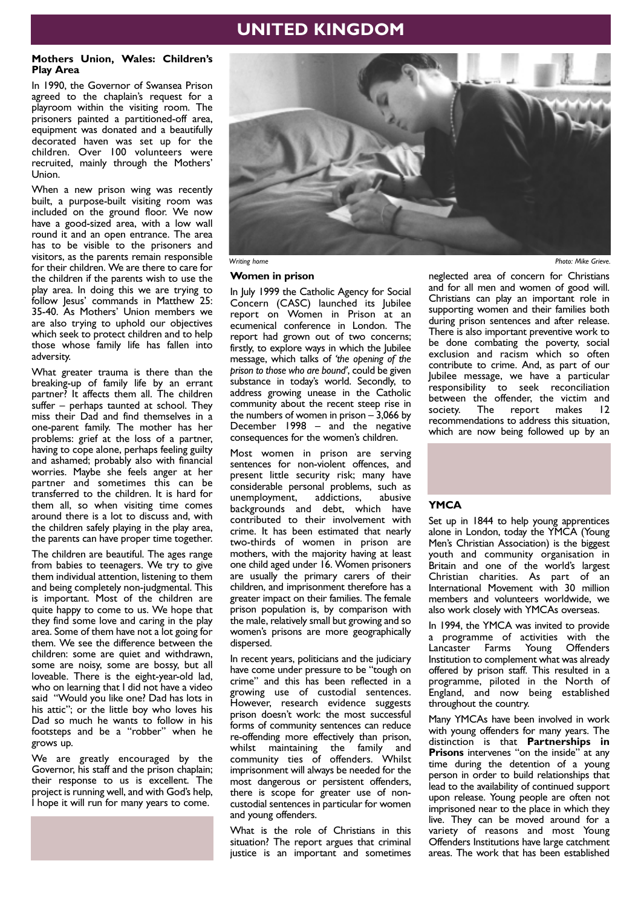# UNITED KINGDOM

### Mothers Union, Wales: Children's Play Area

In 1990, the Governor of Swansea Prison agreed to the chaplain's request for a playroom within the visiting room. The prisoners painted a partitioned-off area, equipment was donated and a beautifully decorated haven was set up for the children. Over 100 volunteers were recruited, mainly through the Mothers' Union.

When a new prison wing was recently built, a purpose-built visiting room was included on the ground floor. We now have a good-sized area, with a low wall round it and an open entrance. The area has to be visible to the prisoners and visitors, as the parents remain responsible for their children. We are there to care for the children if the parents wish to use the play area. In doing this we are trying to follow Jesus' commands in Matthew 25: 35-40. As Mothers' Union members we are also trying to uphold our objectives which seek to protect children and to help those whose family life has fallen into adversity.

What greater trauma is there than the breaking-up of family life by an errant partner? It affects them all. The children suffer – perhaps taunted at school. They miss their Dad and find themselves in a one-parent family. The mother has her problems: grief at the loss of a partner, having to cope alone, perhaps feeling guilty and ashamed; probably also with financial worries. Maybe she feels anger at her partner and sometimes this can be transferred to the children. It is hard for them all, so when visiting time comes around there is a lot to discuss and, with the children safely playing in the play area, the parents can have proper time together.

The children are beautiful. The ages range from babies to teenagers. We try to give them individual attention, listening to them and being completely non-judgmental. This is important. Most of the children are quite happy to come to us. We hope that they find some love and caring in the play area. Some of them have not a lot going for them. We see the difference between the children: some are quiet and withdrawn, some are noisy, some are bossy, but all loveable. There is the eight-year-old lad, who on learning that I did not have a video said "Would you like one? Dad has lots in his attic"; or the little boy who loves his Dad so much he wants to follow in his footsteps and be a "robber" when he grows up.

We are greatly encouraged by the Governor, his staff and the prison chaplain; their response to us is excellent. The project is running well, and with God's help, I hope it will run for many years to come.

*Writing home* — Photo: Mike Grieve.

### Women in prison

In July 1999 the Catholic Agency for Social Concern (CASC) launched its Jubilee report on Women in Prison at an ecumenical conference in London. The report had grown out of two concerns; firstly, to explore ways in which the Jubilee message, which talks of *'the opening of the prison to those who are bound'*, could be given substance in today's world. Secondly, to address growing unease in the Catholic community about the recent steep rise in the numbers of women in prison – 3,066 by December 1998 – and the negative consequences for the women's children.

Most women in prison are serving sentences for non-violent offences, and present little security risk; many have considerable personal problems, such as unemployment, addictions, abusive backgrounds and debt, which have contributed to their involvement with crime. It has been estimated that nearly two-thirds of women in prison are mothers, with the majority having at least one child aged under 16. Women prisoners are usually the primary carers of their children, and imprisonment therefore has a greater impact on their families. The female prison population is, by comparison with the male, relatively small but growing and so women's prisons are more geographically dispersed.

In recent years, politicians and the judiciary have come under pressure to be "tough on crime" and this has been reflected in a growing use of custodial sentences. However, research evidence suggests prison doesn't work: the most successful forms of community sentences can reduce re-offending more effectively than prison, whilst maintaining the family and community ties of offenders. Whilst imprisonment will always be needed for the most dangerous or persistent offenders, there is scope for greater use of non-custodial sentences in particular for women and young offenders.

What is the role of Christians in this situation? The report argues that criminal justice is an important and sometimes neglected area of concern for Christians and for all men and women of good will. Christians can play an important role in supporting women and their families both during prison sentences and after release. There is also important preventive work to be done combating the poverty, social exclusion and racism which so often contribute to crime. And, as part of our Jubilee message, we have a particular responsibility to seek reconciliation between the offender, the victim and society. The report makes 12 recommendations to address this situation, which are now being followed up by an

### YMCA

Set up in 1844 to help young apprentices alone in London, today the YMCA (Young Men's Christian Association) is the biggest youth and community organisation in Britain and one of the world's largest Christian charities. As part of an International Movement with 30 million members and volunteers worldwide, we also work closely with YMCAs overseas.

In 1994, the YMCA was invited to provide a programme of activities with the Lancaster Farms Young Offenders Institution to complement what was already offered by prison staff. This resulted in a programme, piloted in the North of England, and now being established throughout the country.

Many YMCAs have been involved in work with young offenders for many years. The distinction is that **Partnerships in Prisons** intervenes "on the inside" at any time during the detention of a young person in order to build relationships that lead to the availability of continued support upon release. Young people are often not imprisoned near to the place in which they live. They can be moved around for a variety of reasons and most Young Offenders Institutions have large catchment areas. The work that has been established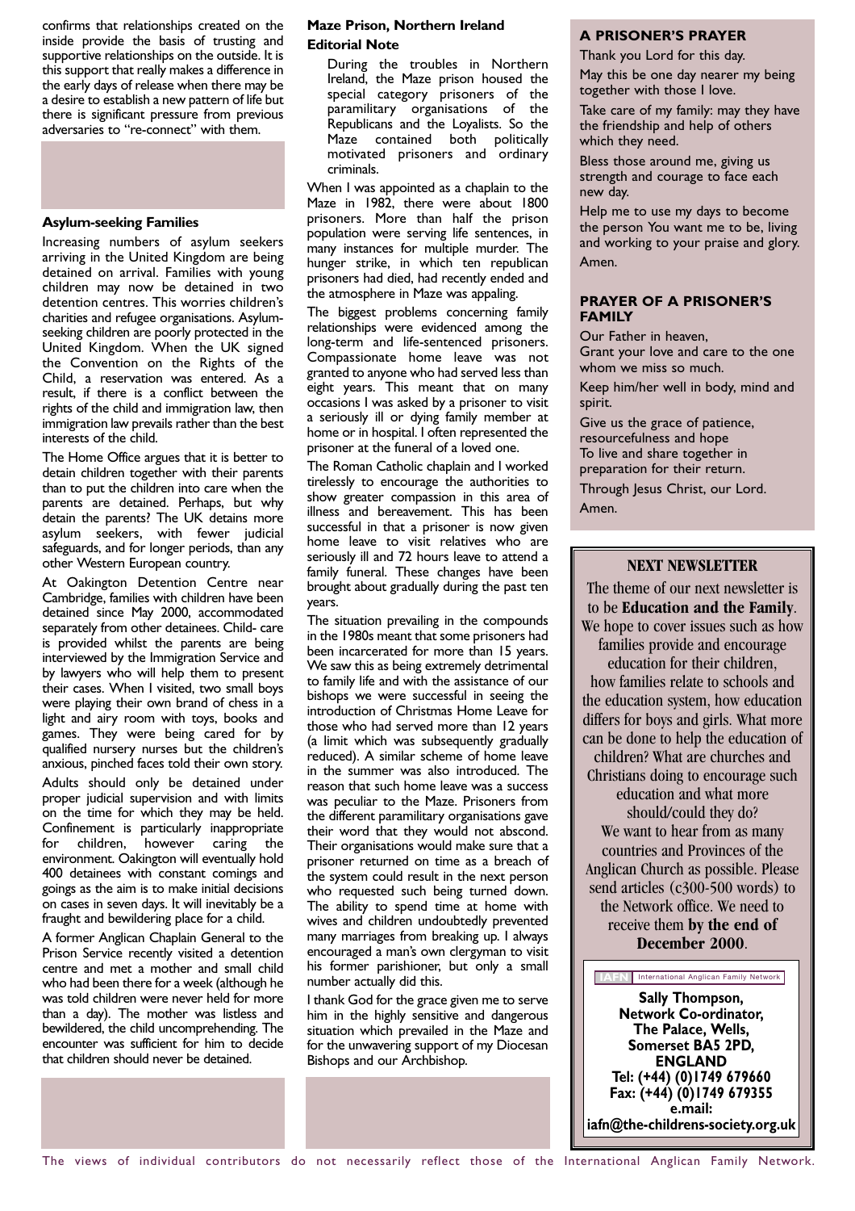confirms that relationships created on the inside provide the basis of trusting and supportive relationships on the outside. It is this support that really makes a difference in the early days of release when there may be a desire to establish a new pattern of life but there is significant pressure from previous adversaries to "re-connect" with them.

### Asylum-seeking Families

Increasing numbers of asylum seekers arriving in the United Kingdom are being detained on arrival. Families with young children may now be detained in two detention centres. This worries children's charities and refugee organisations. Asylum-seeking children are poorly protected in the United Kingdom. When the UK signed the Convention on the Rights of the Child, a reservation was entered. As a result, if there is a conflict between the rights of the child and immigration law, then immigration law prevails rather than the best interests of the child.

The Home Office argues that it is better to detain children together with their parents than to put the children into care when the parents are detained. Perhaps, but why detain the parents? The UK detains more asylum seekers, with fewer judicial safeguards, and for longer periods, than any other Western European country.

At Oakington Detention Centre near Cambridge, families with children have been detained since May 2000, accommodated separately from other detainees. Child- care is provided whilst the parents are being interviewed by the Immigration Service and by lawyers who will help them to present their cases. When I visited, two small boys were playing their own brand of chess in a light and airy room with toys, books and games. They were being cared for by qualified nursery nurses but the children's anxious, pinched faces told their own story.

Adults should only be detained under proper judicial supervision and with limits on the time for which they may be held. Confinement is particularly inappropriate for children, however caring the environment. Oakington will eventually hold 400 detainees with constant comings and goings as the aim is to make initial decisions on cases in seven days. It will inevitably be a fraught and bewildering place for a child.

A former Anglican Chaplain General to the Prison Service recently visited a detention centre and met a mother and small child who had been there for a week (although he was told children were never held for more than a day). The mother was listless and bewildered, the child uncomprehending. The encounter was sufficient for him to decide that children should never be detained.

### Maze Prison, Northern Ireland

**Editorial Note**

> During the troubles in Northern Ireland, the Maze prison housed the special category prisoners of the paramilitary organisations of the Republicans and the Loyalists. So the Maze contained both politically motivated prisoners and ordinary criminals.

When I was appointed as a chaplain to the Maze in 1982, there were about 1800 prisoners. More than half the prison population were serving life sentences, in many instances for multiple murder. The hunger strike, in which ten republican prisoners had died, had recently ended and the atmosphere in Maze was appaling.

The biggest problems concerning family relationships were evidenced among the long-term and life-sentenced prisoners. Compassionate home leave was not granted to anyone who had served less than eight years. This meant that on many occasions I was asked by a prisoner to visit a seriously ill or dying family member at home or in hospital. I often represented the prisoner at the funeral of a loved one.

The Roman Catholic chaplain and I worked tirelessly to encourage the authorities to show greater compassion in this area of illness and bereavement. This has been successful in that a prisoner is now given home leave to visit relatives who are seriously ill and 72 hours leave to attend a family funeral. These changes have been brought about gradually during the past ten years.

The situation prevailing in the compounds in the 1980s meant that some prisoners had been incarcerated for more than 15 years. We saw this as being extremely detrimental to family life and with the assistance of our bishops we were successful in seeing the introduction of Christmas Home Leave for those who had served more than 12 years (a limit which was subsequently gradually reduced). A similar scheme of home leave in the summer was also introduced. The reason that such home leave was a success was peculiar to the Maze. Prisoners from the different paramilitary organisations gave their word that they would not abscond. Their organisations would make sure that a prisoner returned on time as a breach of the system could result in the next person who requested such being turned down. The ability to spend time at home with wives and children undoubtedly prevented many marriages from breaking up. I always encouraged a man's own clergyman to visit his former parishioner, but only a small number actually did this.

I thank God for the grace given me to serve him in the highly sensitive and dangerous situation which prevailed in the Maze and for the unwavering support of my Diocesan Bishops and our Archbishop.

### A PRISONER'S PRAYER

Thank you Lord for this day.

May this be one day nearer my being together with those I love.

Take care of my family: may they have the friendship and help of others which they need.

Bless those around me, giving us strength and courage to face each new day.

Help me to use my days to become the person You want me to be, living and working to your praise and glory.

Amen.

### PRAYER OF A PRISONER'S FAMILY

Our Father in heaven,
Grant your love and care to the one whom we miss so much.

Keep him/her well in body, mind and spirit.

Give us the grace of patience, resourcefulness and hope
To live and share together in preparation for their return.

Through Jesus Christ, our Lord.

Amen.

### NEXT NEWSLETTER

The theme of our next newsletter is to be **Education and the Family**. We hope to cover issues such as how families provide and encourage education for their children, how families relate to schools and the education system, how education differs for boys and girls. What more can be done to help the education of children? What are churches and Christians doing to encourage such education and what more should/could they do?

We want to hear from as many countries and Provinces of the Anglican Church as possible. Please send articles (c300-500 words) to the Network office. We need to receive them **by the end of December 2000**.

IAFN International Anglican Family Network

**Sally Thompson,**
**Network Co-ordinator,**
**The Palace, Wells,**
**Somerset BA5 2PD,**
**ENGLAND**
**Tel: (+44) (0)1749 679660**
**Fax: (+44) (0)1749 679355**
**e.mail:**
**iafn@the-childrens-society.org.uk**

The views of individual contributors do not necessarily reflect those of the International Anglican Family Network.